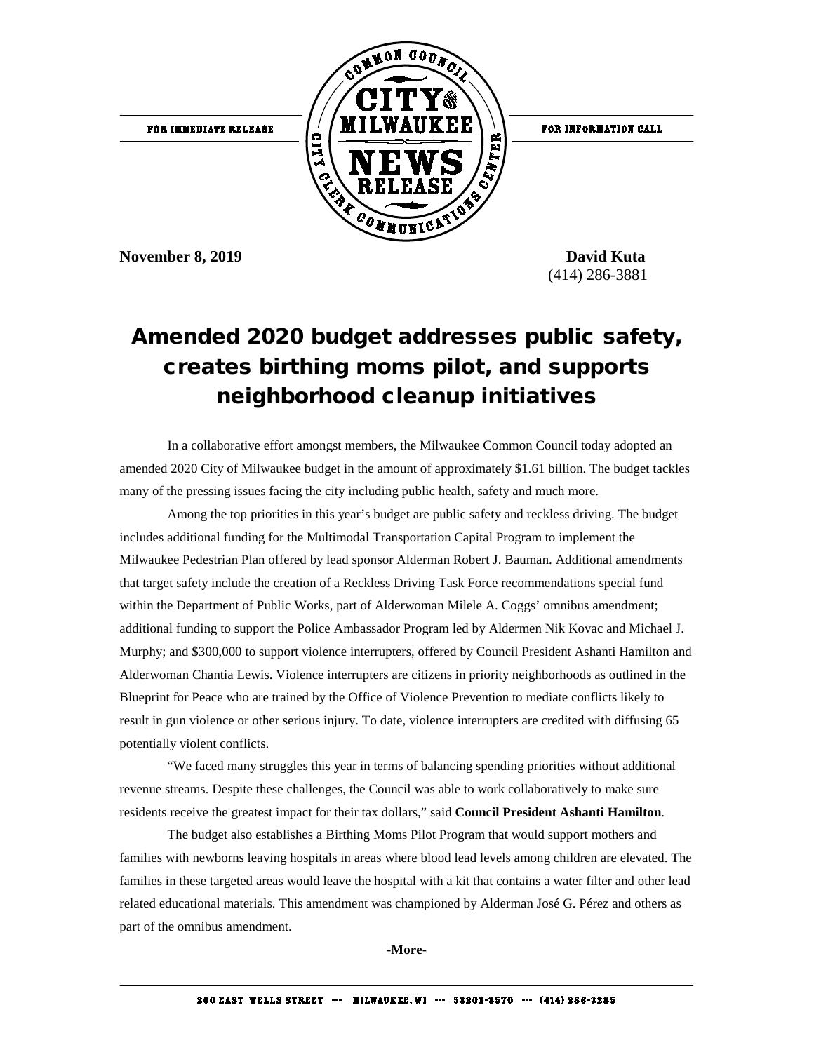FOR IMMEDIATE RELEASE

COMMON COUNCIL CITY of MILWAUKEE NEWS RELEASE CITY CLERK COMMUNICATIONS CENTER

FOR INFORMATION CALL

**November 8, 2019**

**David Kuta**
(414) 286-3881

# Amended 2020 budget addresses public safety, creates birthing moms pilot, and supports neighborhood cleanup initiatives

In a collaborative effort amongst members, the Milwaukee Common Council today adopted an amended 2020 City of Milwaukee budget in the amount of approximately $1.61 billion. The budget tackles many of the pressing issues facing the city including public health, safety and much more.

Among the top priorities in this year's budget are public safety and reckless driving. The budget includes additional funding for the Multimodal Transportation Capital Program to implement the Milwaukee Pedestrian Plan offered by lead sponsor Alderman Robert J. Bauman. Additional amendments that target safety include the creation of a Reckless Driving Task Force recommendations special fund within the Department of Public Works, part of Alderwoman Milele A. Coggs' omnibus amendment; additional funding to support the Police Ambassador Program led by Aldermen Nik Kovac and Michael J. Murphy; and $300,000 to support violence interrupters, offered by Council President Ashanti Hamilton and Alderwoman Chantia Lewis. Violence interrupters are citizens in priority neighborhoods as outlined in the Blueprint for Peace who are trained by the Office of Violence Prevention to mediate conflicts likely to result in gun violence or other serious injury. To date, violence interrupters are credited with diffusing 65 potentially violent conflicts.

"We faced many struggles this year in terms of balancing spending priorities without additional revenue streams. Despite these challenges, the Council was able to work collaboratively to make sure residents receive the greatest impact for their tax dollars," said **Council President Ashanti Hamilton**.

The budget also establishes a Birthing Moms Pilot Program that would support mothers and families with newborns leaving hospitals in areas where blood lead levels among children are elevated. The families in these targeted areas would leave the hospital with a kit that contains a water filter and other lead related educational materials. This amendment was championed by Alderman José G. Pérez and others as part of the omnibus amendment.

**-More-**

200 EAST WELLS STREET --- MILWAUKEE, WI --- 53202-3570 --- (414) 286-2285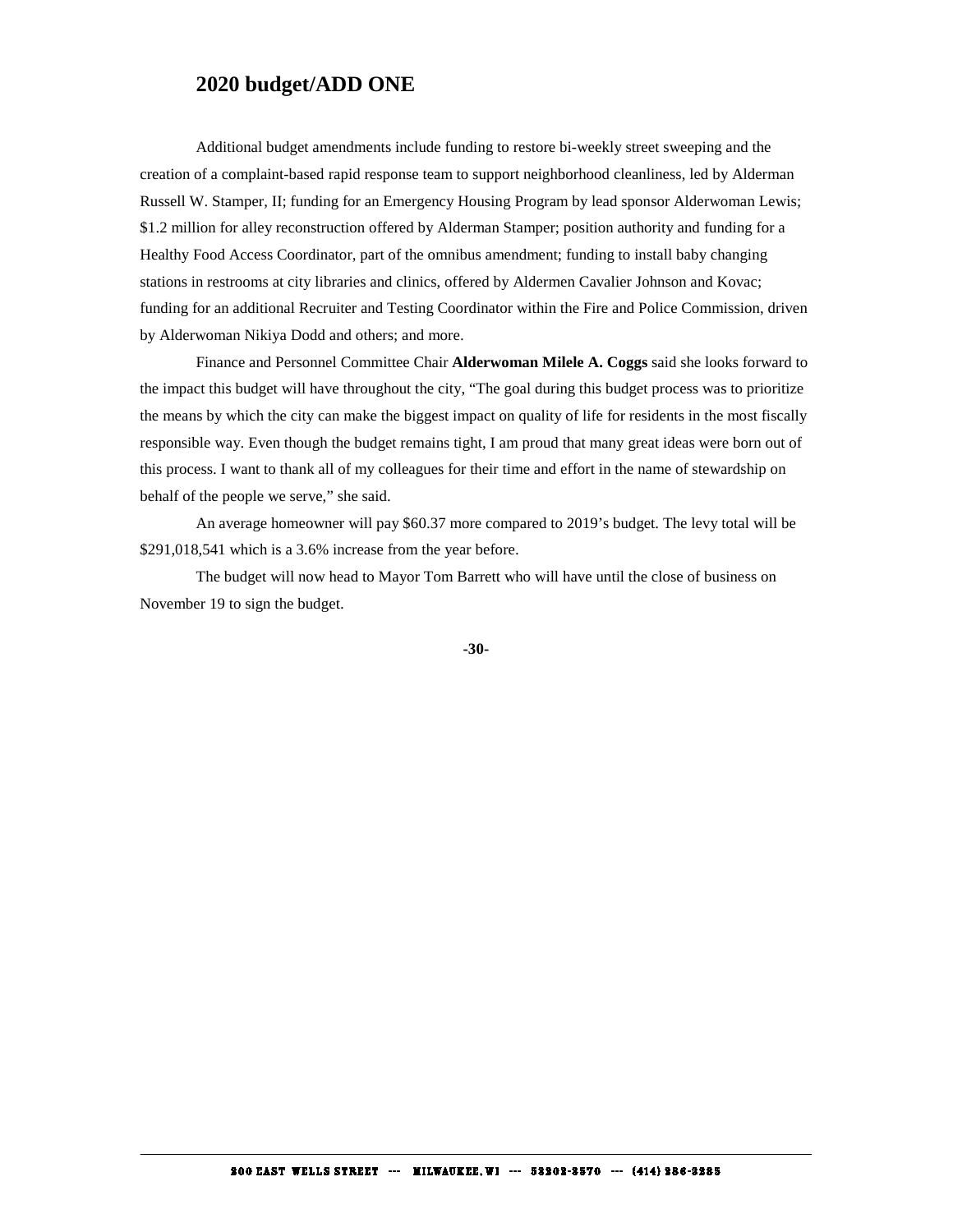## 2020 budget/ADD ONE

Additional budget amendments include funding to restore bi-weekly street sweeping and the creation of a complaint-based rapid response team to support neighborhood cleanliness, led by Alderman Russell W. Stamper, II; funding for an Emergency Housing Program by lead sponsor Alderwoman Lewis; $1.2 million for alley reconstruction offered by Alderman Stamper; position authority and funding for a Healthy Food Access Coordinator, part of the omnibus amendment; funding to install baby changing stations in restrooms at city libraries and clinics, offered by Aldermen Cavalier Johnson and Kovac; funding for an additional Recruiter and Testing Coordinator within the Fire and Police Commission, driven by Alderwoman Nikiya Dodd and others; and more.

Finance and Personnel Committee Chair **Alderwoman Milele A. Coggs** said she looks forward to the impact this budget will have throughout the city, "The goal during this budget process was to prioritize the means by which the city can make the biggest impact on quality of life for residents in the most fiscally responsible way. Even though the budget remains tight, I am proud that many great ideas were born out of this process. I want to thank all of my colleagues for their time and effort in the name of stewardship on behalf of the people we serve," she said.

An average homeowner will pay $60.37 more compared to 2019's budget. The levy total will be $291,018,541 which is a 3.6% increase from the year before.

The budget will now head to Mayor Tom Barrett who will have until the close of business on November 19 to sign the budget.

**-30-**